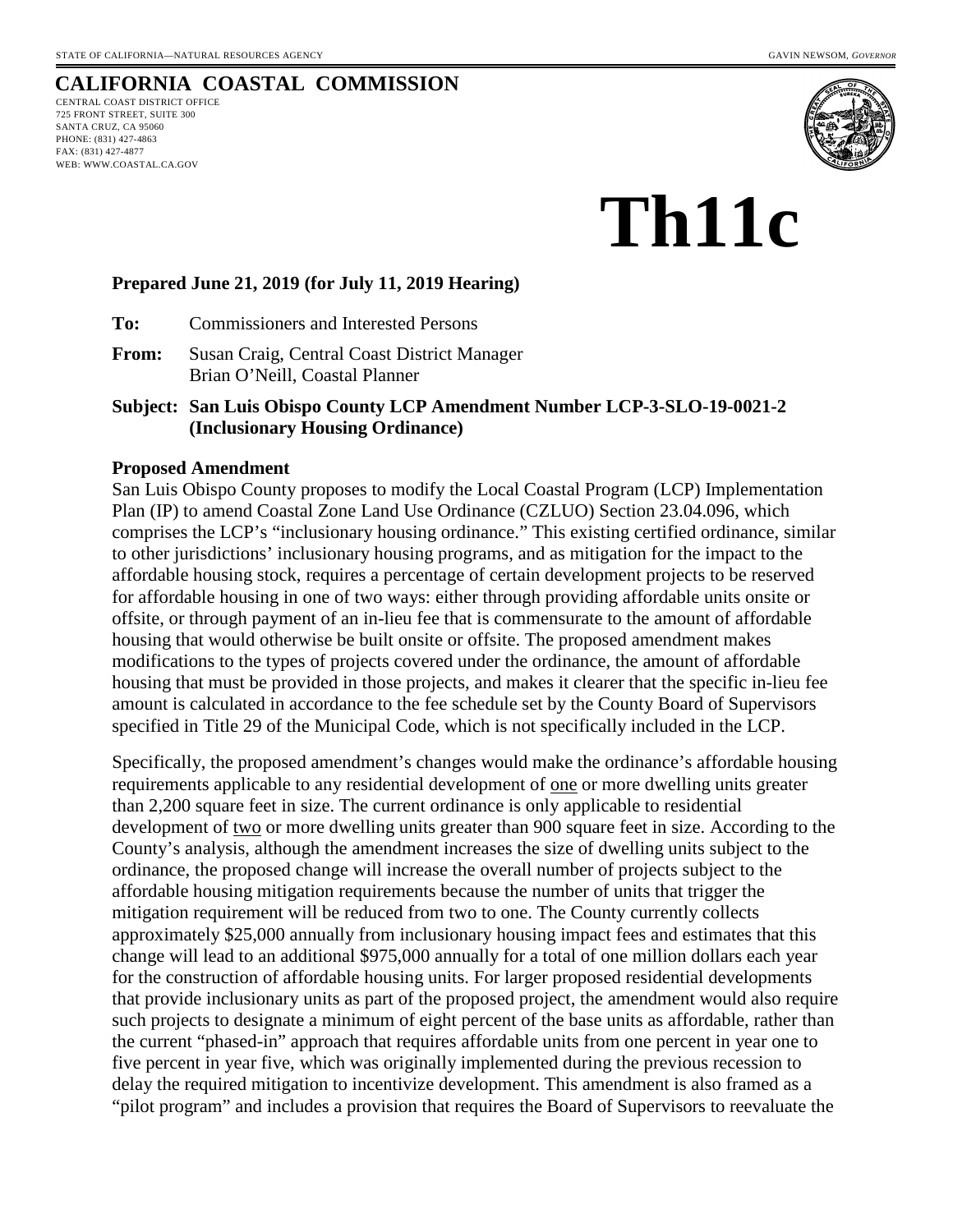STATE OF CALIFORNIA—NATURAL RESOURCES AGENCY GAVIN NEWSOM, *GOVERNOR*

# CALIFORNIA COASTAL COMMISSION

CENTRAL COAST DISTRICT OFFICE
725 FRONT STREET, SUITE 300
SANTA CRUZ, CA 95060
PHONE: (831) 427-4863
FAX: (831) 427-4877
WEB: WWW.COASTAL.CA.GOV

# Th11c

**Prepared June 21, 2019 (for July 11, 2019 Hearing)**

**To:** Commissioners and Interested Persons

**From:** Susan Craig, Central Coast District Manager
Brian O'Neill, Coastal Planner

**Subject: San Luis Obispo County LCP Amendment Number LCP-3-SLO-19-0021-2 (Inclusionary Housing Ordinance)**

**Proposed Amendment**

San Luis Obispo County proposes to modify the Local Coastal Program (LCP) Implementation Plan (IP) to amend Coastal Zone Land Use Ordinance (CZLUO) Section 23.04.096, which comprises the LCP's "inclusionary housing ordinance." This existing certified ordinance, similar to other jurisdictions' inclusionary housing programs, and as mitigation for the impact to the affordable housing stock, requires a percentage of certain development projects to be reserved for affordable housing in one of two ways: either through providing affordable units onsite or offsite, or through payment of an in-lieu fee that is commensurate to the amount of affordable housing that would otherwise be built onsite or offsite. The proposed amendment makes modifications to the types of projects covered under the ordinance, the amount of affordable housing that must be provided in those projects, and makes it clearer that the specific in-lieu fee amount is calculated in accordance to the fee schedule set by the County Board of Supervisors specified in Title 29 of the Municipal Code, which is not specifically included in the LCP.

Specifically, the proposed amendment's changes would make the ordinance's affordable housing requirements applicable to any residential development of <u>one</u> or more dwelling units greater than 2,200 square feet in size. The current ordinance is only applicable to residential development of <u>two</u> or more dwelling units greater than 900 square feet in size. According to the County's analysis, although the amendment increases the size of dwelling units subject to the ordinance, the proposed change will increase the overall number of projects subject to the affordable housing mitigation requirements because the number of units that trigger the mitigation requirement will be reduced from two to one. The County currently collects approximately $25,000 annually from inclusionary housing impact fees and estimates that this change will lead to an additional $975,000 annually for a total of one million dollars each year for the construction of affordable housing units. For larger proposed residential developments that provide inclusionary units as part of the proposed project, the amendment would also require such projects to designate a minimum of eight percent of the base units as affordable, rather than the current "phased-in" approach that requires affordable units from one percent in year one to five percent in year five, which was originally implemented during the previous recession to delay the required mitigation to incentivize development. This amendment is also framed as a "pilot program" and includes a provision that requires the Board of Supervisors to reevaluate the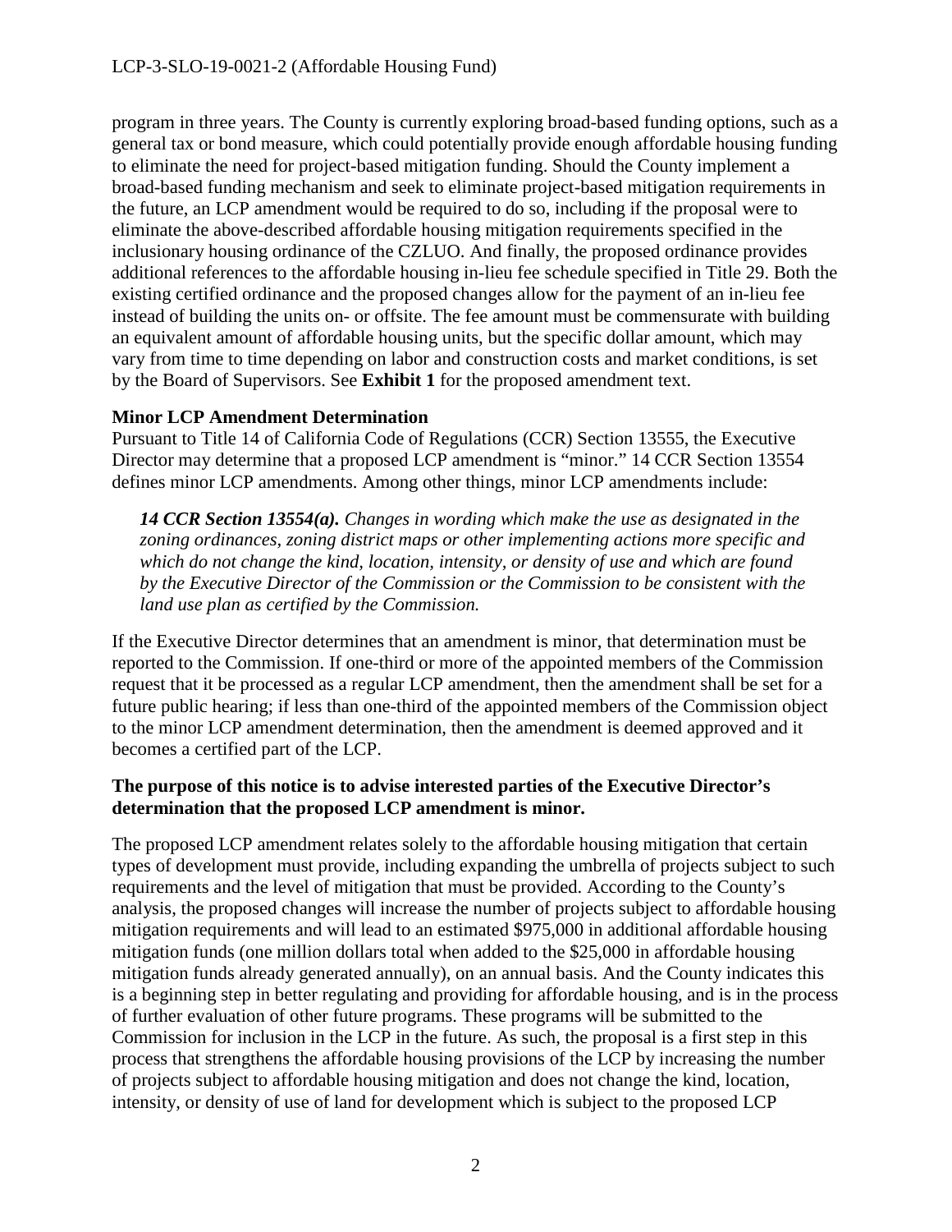program in three years. The County is currently exploring broad-based funding options, such as a general tax or bond measure, which could potentially provide enough affordable housing funding to eliminate the need for project-based mitigation funding. Should the County implement a broad-based funding mechanism and seek to eliminate project-based mitigation requirements in the future, an LCP amendment would be required to do so, including if the proposal were to eliminate the above-described affordable housing mitigation requirements specified in the inclusionary housing ordinance of the CZLUO. And finally, the proposed ordinance provides additional references to the affordable housing in-lieu fee schedule specified in Title 29. Both the existing certified ordinance and the proposed changes allow for the payment of an in-lieu fee instead of building the units on- or offsite. The fee amount must be commensurate with building an equivalent amount of affordable housing units, but the specific dollar amount, which may vary from time to time depending on labor and construction costs and market conditions, is set by the Board of Supervisors. See **Exhibit 1** for the proposed amendment text.

**Minor LCP Amendment Determination**

Pursuant to Title 14 of California Code of Regulations (CCR) Section 13555, the Executive Director may determine that a proposed LCP amendment is "minor." 14 CCR Section 13554 defines minor LCP amendments. Among other things, minor LCP amendments include:

> ***14 CCR Section 13554(a).*** *Changes in wording which make the use as designated in the zoning ordinances, zoning district maps or other implementing actions more specific and which do not change the kind, location, intensity, or density of use and which are found by the Executive Director of the Commission or the Commission to be consistent with the land use plan as certified by the Commission.*

If the Executive Director determines that an amendment is minor, that determination must be reported to the Commission. If one-third or more of the appointed members of the Commission request that it be processed as a regular LCP amendment, then the amendment shall be set for a future public hearing; if less than one-third of the appointed members of the Commission object to the minor LCP amendment determination, then the amendment is deemed approved and it becomes a certified part of the LCP.

**The purpose of this notice is to advise interested parties of the Executive Director's determination that the proposed LCP amendment is minor.**

The proposed LCP amendment relates solely to the affordable housing mitigation that certain types of development must provide, including expanding the umbrella of projects subject to such requirements and the level of mitigation that must be provided. According to the County's analysis, the proposed changes will increase the number of projects subject to affordable housing mitigation requirements and will lead to an estimated $975,000 in additional affordable housing mitigation funds (one million dollars total when added to the $25,000 in affordable housing mitigation funds already generated annually), on an annual basis. And the County indicates this is a beginning step in better regulating and providing for affordable housing, and is in the process of further evaluation of other future programs. These programs will be submitted to the Commission for inclusion in the LCP in the future. As such, the proposal is a first step in this process that strengthens the affordable housing provisions of the LCP by increasing the number of projects subject to affordable housing mitigation and does not change the kind, location, intensity, or density of use of land for development which is subject to the proposed LCP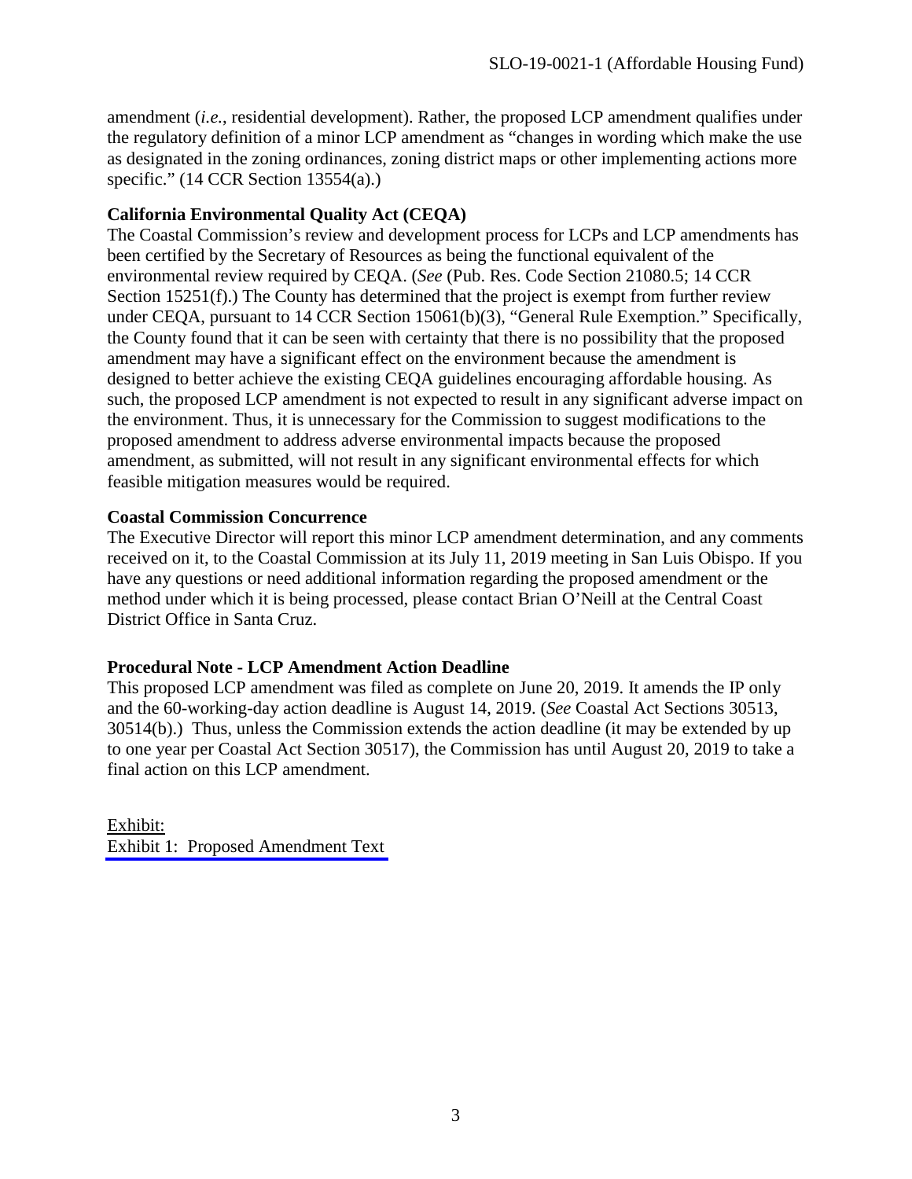amendment (*i.e.*, residential development). Rather, the proposed LCP amendment qualifies under the regulatory definition of a minor LCP amendment as "changes in wording which make the use as designated in the zoning ordinances, zoning district maps or other implementing actions more specific." (14 CCR Section 13554(a).)

**California Environmental Quality Act (CEQA)**

The Coastal Commission's review and development process for LCPs and LCP amendments has been certified by the Secretary of Resources as being the functional equivalent of the environmental review required by CEQA. (*See* (Pub. Res. Code Section 21080.5; 14 CCR Section 15251(f).) The County has determined that the project is exempt from further review under CEQA, pursuant to 14 CCR Section 15061(b)(3), "General Rule Exemption." Specifically, the County found that it can be seen with certainty that there is no possibility that the proposed amendment may have a significant effect on the environment because the amendment is designed to better achieve the existing CEQA guidelines encouraging affordable housing. As such, the proposed LCP amendment is not expected to result in any significant adverse impact on the environment. Thus, it is unnecessary for the Commission to suggest modifications to the proposed amendment to address adverse environmental impacts because the proposed amendment, as submitted, will not result in any significant environmental effects for which feasible mitigation measures would be required.

**Coastal Commission Concurrence**

The Executive Director will report this minor LCP amendment determination, and any comments received on it, to the Coastal Commission at its July 11, 2019 meeting in San Luis Obispo. If you have any questions or need additional information regarding the proposed amendment or the method under which it is being processed, please contact Brian O'Neill at the Central Coast District Office in Santa Cruz.

**Procedural Note - LCP Amendment Action Deadline**

This proposed LCP amendment was filed as complete on June 20, 2019. It amends the IP only and the 60-working-day action deadline is August 14, 2019. (*See* Coastal Act Sections 30513, 30514(b).) Thus, unless the Commission extends the action deadline (it may be extended by up to one year per Coastal Act Section 30517), the Commission has until August 20, 2019 to take a final action on this LCP amendment.

Exhibit:
Exhibit 1: Proposed Amendment Text